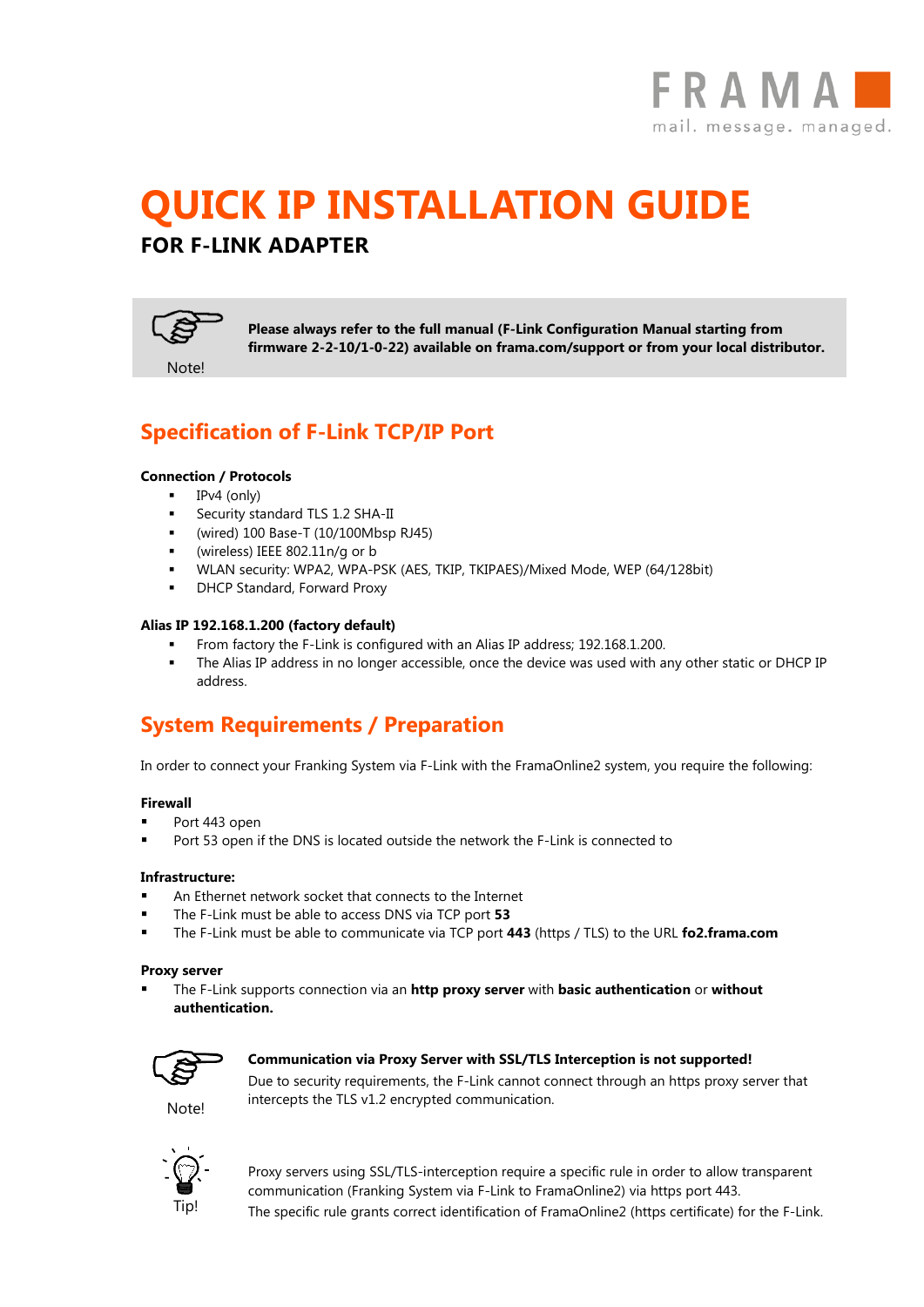# QUICK IP INSTALLATION GUIDE

## FOR F-LINK ADAPTER

Note!

**Please always refer to the full manual (F-Link Configuration Manual starting from firmware 2-2-10/1-0-22) available on frama.com/support or from your local distributor.**

## Specification of F-Link TCP/IP Port

**Connection / Protocols**

- IPv4 (only)
- Security standard TLS 1.2 SHA-II
- (wired) 100 Base-T (10/100Mbsp RJ45)
- (wireless) IEEE 802.11n/g or b
- WLAN security: WPA2, WPA-PSK (AES, TKIP, TKIPAES)/Mixed Mode, WEP (64/128bit)
- DHCP Standard, Forward Proxy

**Alias IP 192.168.1.200 (factory default)**

- From factory the F-Link is configured with an Alias IP address; 192.168.1.200.
- The Alias IP address in no longer accessible, once the device was used with any other static or DHCP IP address.

## System Requirements / Preparation

In order to connect your Franking System via F-Link with the FramaOnline2 system, you require the following:

**Firewall**

- Port 443 open
- Port 53 open if the DNS is located outside the network the F-Link is connected to

**Infrastructure:**

- An Ethernet network socket that connects to the Internet
- The F-Link must be able to access DNS via TCP port **53**
- The F-Link must be able to communicate via TCP port **443** (https / TLS) to the URL **fo2.frama.com**

**Proxy server**

- The F-Link supports connection via an **http proxy server** with **basic authentication** or **without authentication.**

Note!

**Communication via Proxy Server with SSL/TLS Interception is not supported!**
Due to security requirements, the F-Link cannot connect through an https proxy server that intercepts the TLS v1.2 encrypted communication.

Tip!

Proxy servers using SSL/TLS-interception require a specific rule in order to allow transparent communication (Franking System via F-Link to FramaOnline2) via https port 443.
The specific rule grants correct identification of FramaOnline2 (https certificate) for the F-Link.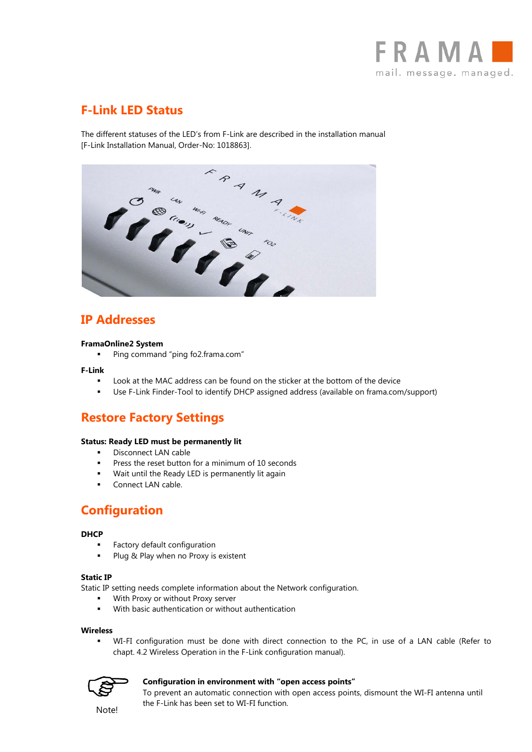## F-Link LED Status

The different statuses of the LED's from F-Link are described in the installation manual [F-Link Installation Manual, Order-No: 1018863].

## IP Addresses

**FramaOnline2 System**

- Ping command "ping fo2.frama.com"

**F-Link**

- Look at the MAC address can be found on the sticker at the bottom of the device
- Use F-Link Finder-Tool to identify DHCP assigned address (available on frama.com/support)

## Restore Factory Settings

**Status: Ready LED must be permanently lit**

- Disconnect LAN cable
- Press the reset button for a minimum of 10 seconds
- Wait until the Ready LED is permanently lit again
- Connect LAN cable.

## Configuration

**DHCP**

- Factory default configuration
- Plug & Play when no Proxy is existent

**Static IP**

Static IP setting needs complete information about the Network configuration.

- With Proxy or without Proxy server
- With basic authentication or without authentication

**Wireless**

- WI-FI configuration must be done with direct connection to the PC, in use of a LAN cable (Refer to chapt. 4.2 Wireless Operation in the F-Link configuration manual).

Note!

**Configuration in environment with "open access points"**

To prevent an automatic connection with open access points, dismount the WI-FI antenna until the F-Link has been set to WI-FI function.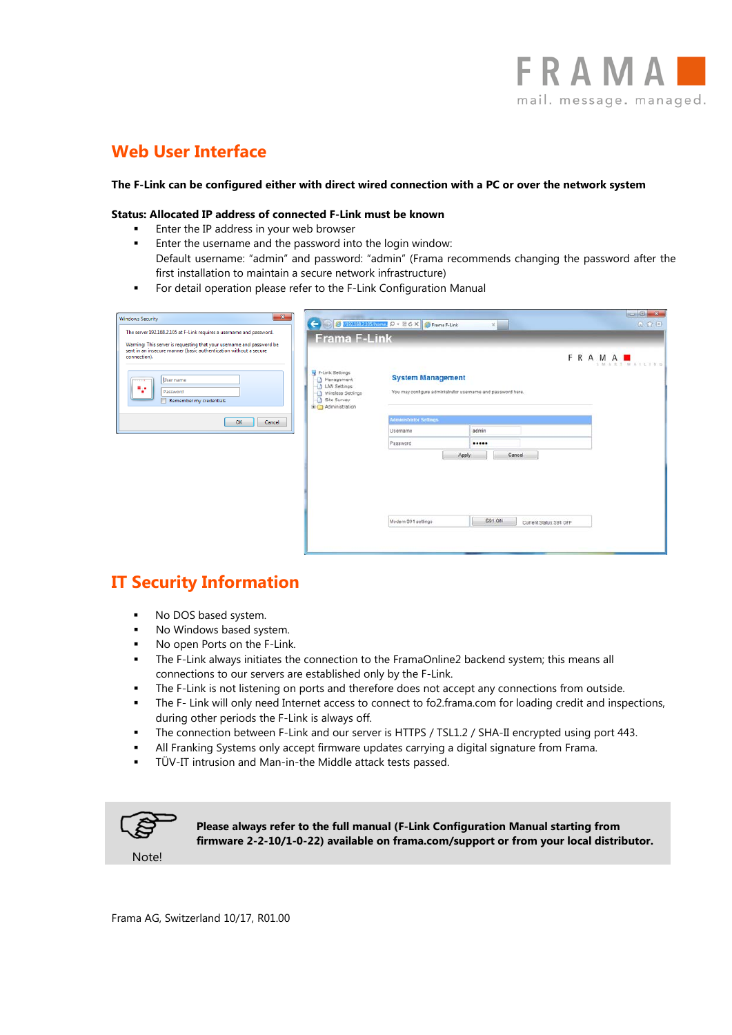## Web User Interface

**The F-Link can be configured either with direct wired connection with a PC or over the network system**

**Status: Allocated IP address of connected F-Link must be known**

- Enter the IP address in your web browser
- Enter the username and the password into the login window:
  Default username: "admin" and password: "admin" (Frama recommends changing the password after the first installation to maintain a secure network infrastructure)
- For detail operation please refer to the F-Link Configuration Manual

## IT Security Information

- No DOS based system.
- No Windows based system.
- No open Ports on the F-Link.
- The F-Link always initiates the connection to the FramaOnline2 backend system; this means all connections to our servers are established only by the F-Link.
- The F-Link is not listening on ports and therefore does not accept any connections from outside.
- The F- Link will only need Internet access to connect to fo2.frama.com for loading credit and inspections, during other periods the F-Link is always off.
- The connection between F-Link and our server is HTTPS / TSL1.2 / SHA-II encrypted using port 443.
- All Franking Systems only accept firmware updates carrying a digital signature from Frama.
- TÜV-IT intrusion and Man-in-the Middle attack tests passed.

Note!

**Please always refer to the full manual (F-Link Configuration Manual starting from firmware 2-2-10/1-0-22) available on frama.com/support or from your local distributor.**

Frama AG, Switzerland 10/17, R01.00